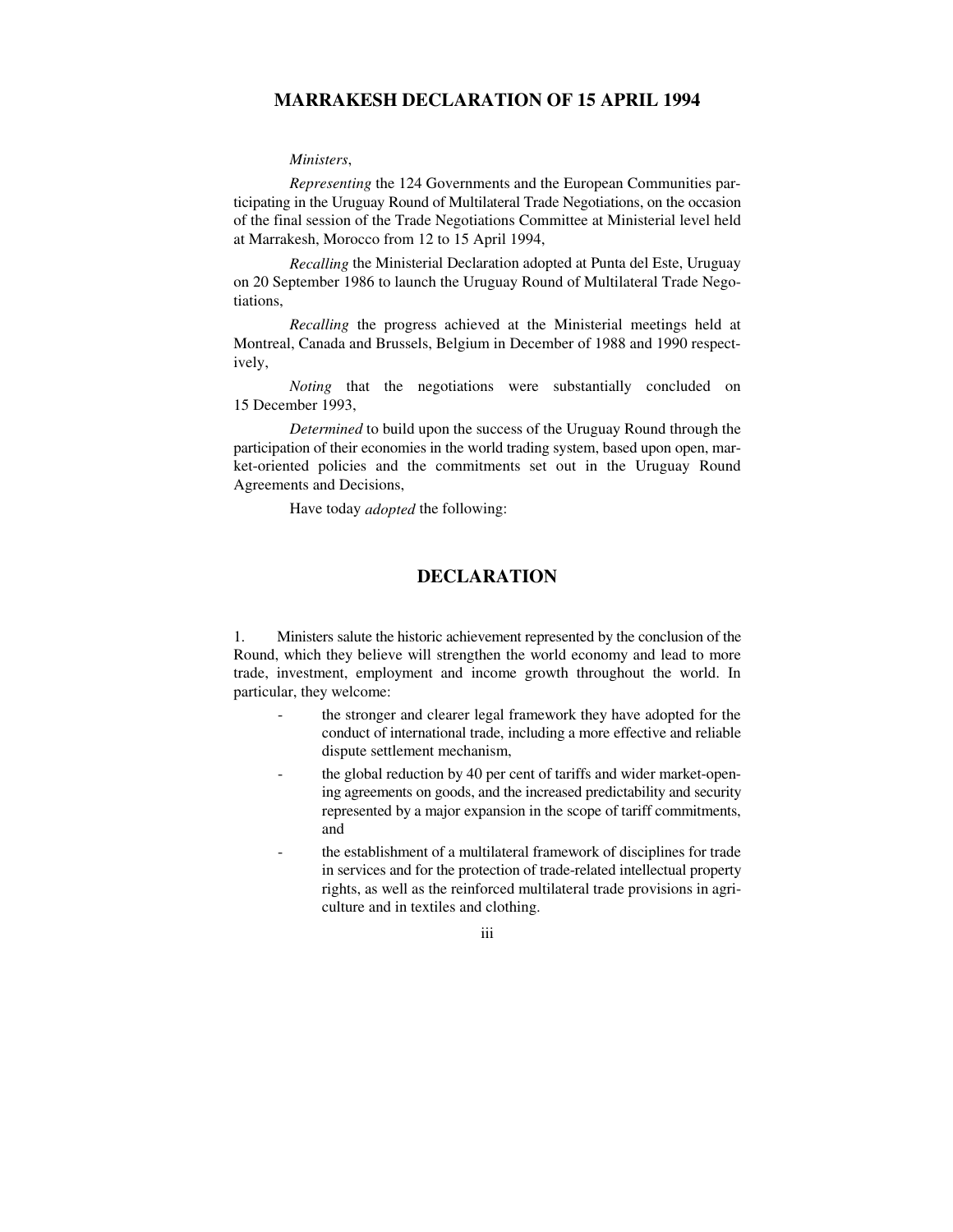# MARRAKESH DECLARATION OF 15 APRIL 1994

*Ministers*,

*Representing* the 124 Governments and the European Communities participating in the Uruguay Round of Multilateral Trade Negotiations, on the occasion of the final session of the Trade Negotiations Committee at Ministerial level held at Marrakesh, Morocco from 12 to 15 April 1994,

*Recalling* the Ministerial Declaration adopted at Punta del Este, Uruguay on 20 September 1986 to launch the Uruguay Round of Multilateral Trade Negotiations,

*Recalling* the progress achieved at the Ministerial meetings held at Montreal, Canada and Brussels, Belgium in December of 1988 and 1990 respectively,

*Noting* that the negotiations were substantially concluded on 15 December 1993,

*Determined* to build upon the success of the Uruguay Round through the participation of their economies in the world trading system, based upon open, market-oriented policies and the commitments set out in the Uruguay Round Agreements and Decisions,

Have today *adopted* the following:

## DECLARATION

1. Ministers salute the historic achievement represented by the conclusion of the Round, which they believe will strengthen the world economy and lead to more trade, investment, employment and income growth throughout the world. In particular, they welcome:

- the stronger and clearer legal framework they have adopted for the conduct of international trade, including a more effective and reliable dispute settlement mechanism,
- the global reduction by 40 per cent of tariffs and wider market-opening agreements on goods, and the increased predictability and security represented by a major expansion in the scope of tariff commitments, and
- the establishment of a multilateral framework of disciplines for trade in services and for the protection of trade-related intellectual property rights, as well as the reinforced multilateral trade provisions in agriculture and in textiles and clothing.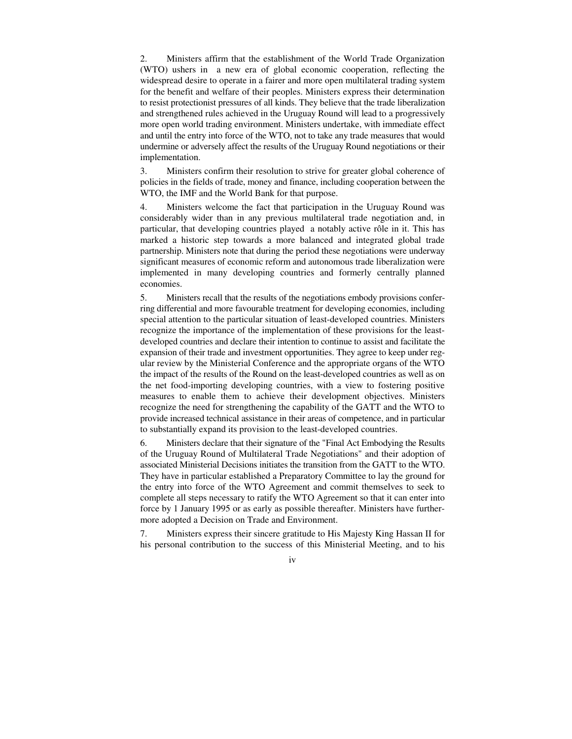2. Ministers affirm that the establishment of the World Trade Organization (WTO) ushers in a new era of global economic cooperation, reflecting the widespread desire to operate in a fairer and more open multilateral trading system for the benefit and welfare of their peoples. Ministers express their determination to resist protectionist pressures of all kinds. They believe that the trade liberalization and strengthened rules achieved in the Uruguay Round will lead to a progressively more open world trading environment. Ministers undertake, with immediate effect and until the entry into force of the WTO, not to take any trade measures that would undermine or adversely affect the results of the Uruguay Round negotiations or their implementation.

3. Ministers confirm their resolution to strive for greater global coherence of policies in the fields of trade, money and finance, including cooperation between the WTO, the IMF and the World Bank for that purpose.

4. Ministers welcome the fact that participation in the Uruguay Round was considerably wider than in any previous multilateral trade negotiation and, in particular, that developing countries played a notably active rôle in it. This has marked a historic step towards a more balanced and integrated global trade partnership. Ministers note that during the period these negotiations were underway significant measures of economic reform and autonomous trade liberalization were implemented in many developing countries and formerly centrally planned economies.

5. Ministers recall that the results of the negotiations embody provisions conferring differential and more favourable treatment for developing economies, including special attention to the particular situation of least-developed countries. Ministers recognize the importance of the implementation of these provisions for the least-developed countries and declare their intention to continue to assist and facilitate the expansion of their trade and investment opportunities. They agree to keep under regular review by the Ministerial Conference and the appropriate organs of the WTO the impact of the results of the Round on the least-developed countries as well as on the net food-importing developing countries, with a view to fostering positive measures to enable them to achieve their development objectives. Ministers recognize the need for strengthening the capability of the GATT and the WTO to provide increased technical assistance in their areas of competence, and in particular to substantially expand its provision to the least-developed countries.

6. Ministers declare that their signature of the "Final Act Embodying the Results of the Uruguay Round of Multilateral Trade Negotiations" and their adoption of associated Ministerial Decisions initiates the transition from the GATT to the WTO. They have in particular established a Preparatory Committee to lay the ground for the entry into force of the WTO Agreement and commit themselves to seek to complete all steps necessary to ratify the WTO Agreement so that it can enter into force by 1 January 1995 or as early as possible thereafter. Ministers have furthermore adopted a Decision on Trade and Environment.

7. Ministers express their sincere gratitude to His Majesty King Hassan II for his personal contribution to the success of this Ministerial Meeting, and to his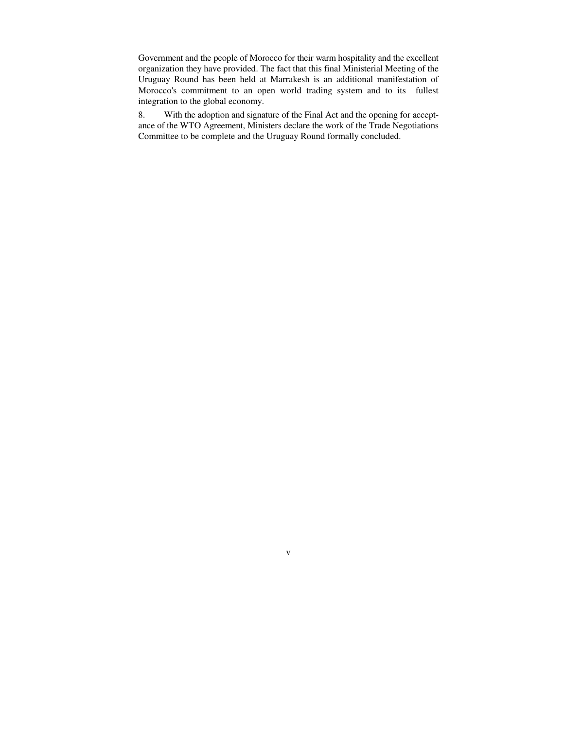Government and the people of Morocco for their warm hospitality and the excellent organization they have provided. The fact that this final Ministerial Meeting of the Uruguay Round has been held at Marrakesh is an additional manifestation of Morocco's commitment to an open world trading system and to its fullest integration to the global economy.

8. With the adoption and signature of the Final Act and the opening for acceptance of the WTO Agreement, Ministers declare the work of the Trade Negotiations Committee to be complete and the Uruguay Round formally concluded.